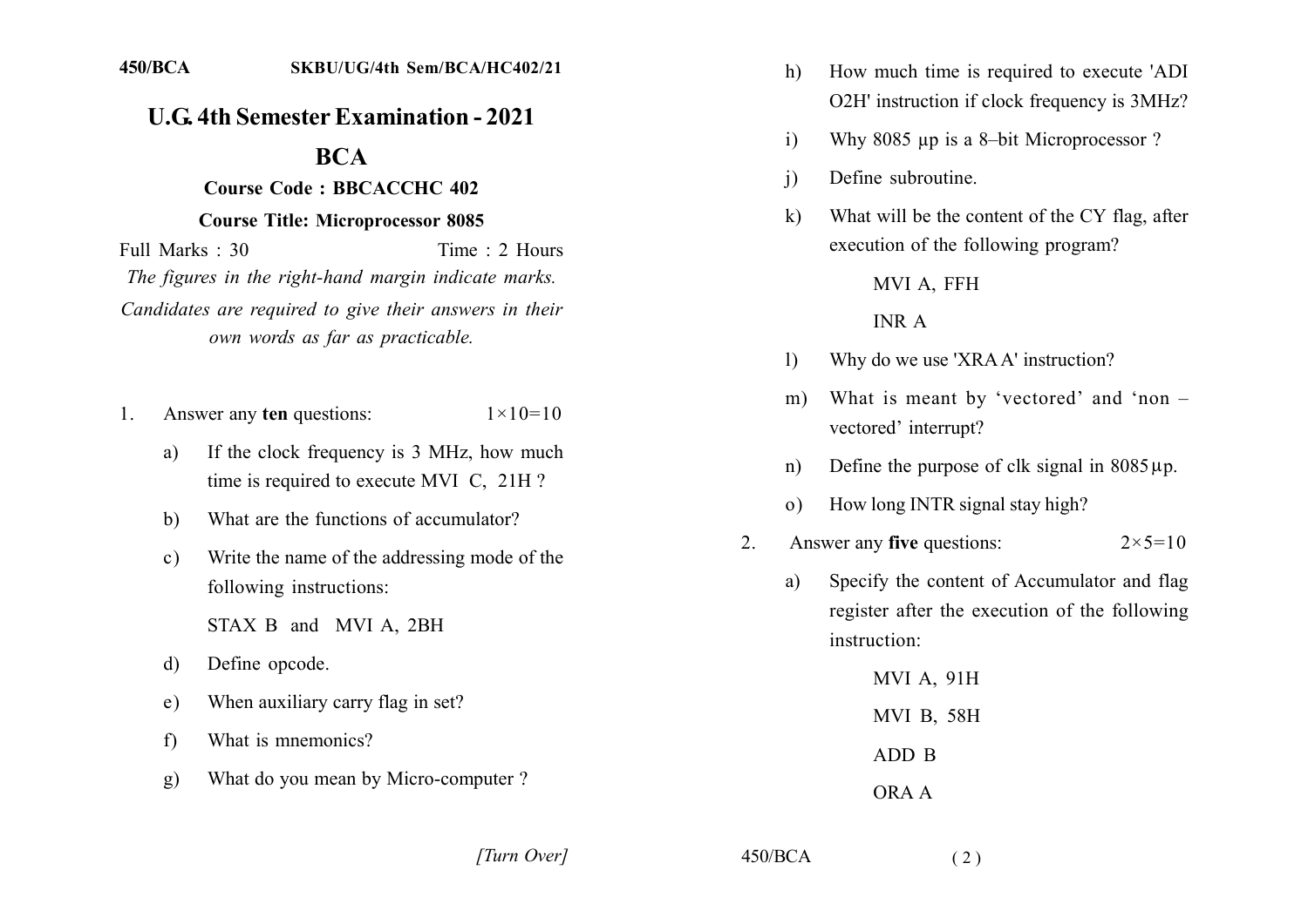450/BCA SKBU/UG/4th Sem/BCA/HC402/21

# U.G. 4th Semester Examination - 2021

## BCA

### Course Code : BBCACCHC 402

### Course Title: Microprocessor 8085

Full Marks : 30 Time : 2 Hours

*The figures in the right-hand margin indicate marks.*

*Candidates are required to give their answers in their own words as far as practicable.*

1. Answer any **ten** questions: 1×10=10

   a) If the clock frequency is 3 MHz, how much time is required to execute MVI C, 21H ?

   b) What are the functions of accumulator?

   c) Write the name of the addressing mode of the following instructions:

      STAX B and MVI A, 2BH

   d) Define opcode.

   e) When auxiliary carry flag in set?

   f) What is mnemonics?

   g) What do you mean by Micro-computer ?

   h) How much time is required to execute 'ADI O2H' instruction if clock frequency is 3MHz?

   i) Why 8085 µp is a 8–bit Microprocessor ?

   j) Define subroutine.

   k) What will be the content of the CY flag, after execution of the following program?

      MVI A, FFH

      INR A

   l) Why do we use 'XRA A' instruction?

   m) What is meant by 'vectored' and 'non – vectored' interrupt?

   n) Define the purpose of clk signal in 8085 µp.

   o) How long INTR signal stay high?

2. Answer any **five** questions: 2×5=10

   a) Specify the content of Accumulator and flag register after the execution of the following instruction:

      MVI A, 91H

      MVI B, 58H

      ADD B

      ORA A

[Turn Over]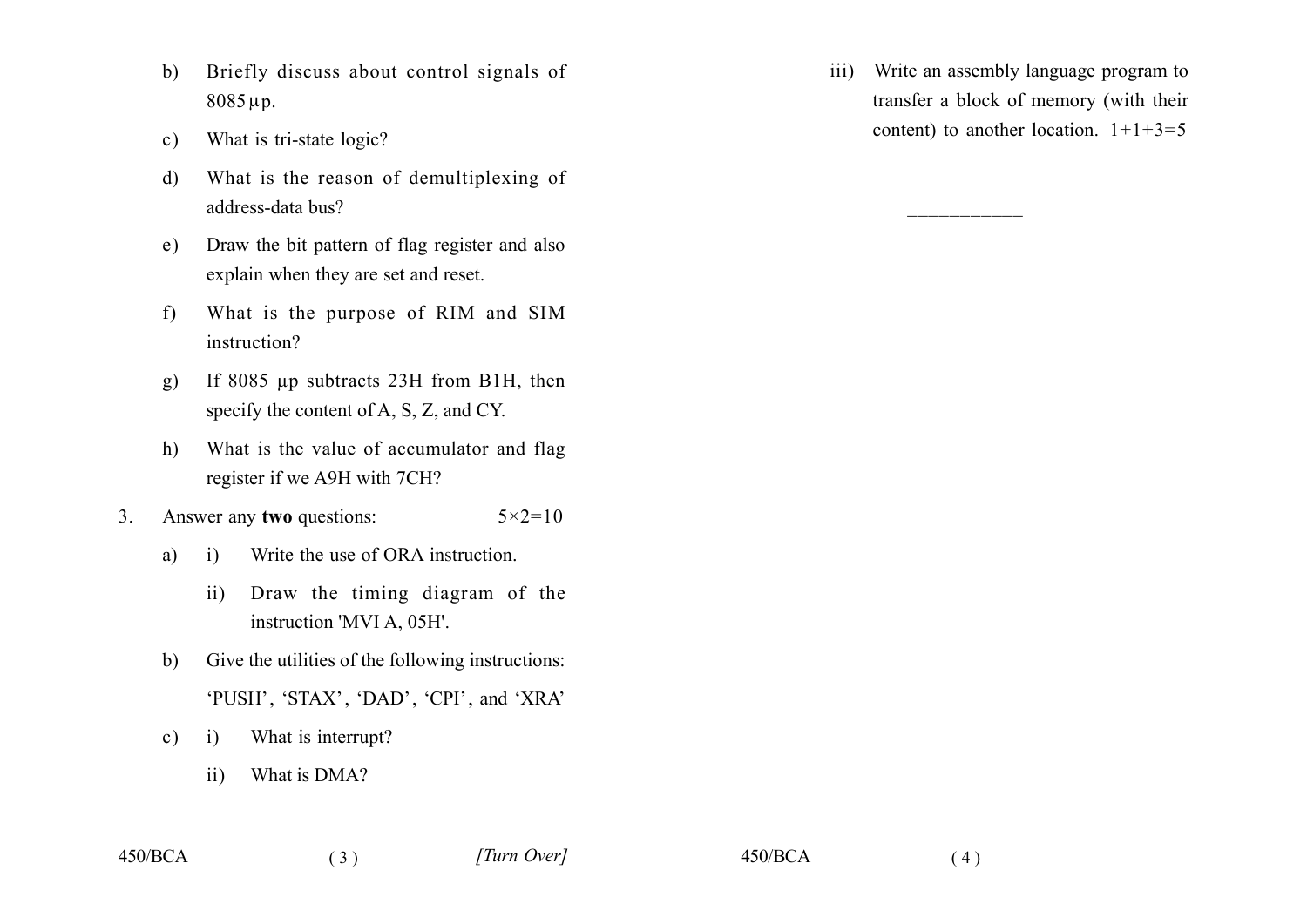b) Briefly discuss about control signals of 8085 µp.

c) What is tri-state logic?

d) What is the reason of demultiplexing of address-data bus?

e) Draw the bit pattern of flag register and also explain when they are set and reset.

f) What is the purpose of RIM and SIM instruction?

g) If 8085 µp subtracts 23H from B1H, then specify the content of A, S, Z, and CY.

h) What is the value of accumulator and flag register if we A9H with 7CH?

3. Answer any **two** questions: $5\times2=10$

a) i) Write the use of ORA instruction.

ii) Draw the timing diagram of the instruction 'MVI A, 05H'.

b) Give the utilities of the following instructions:

'PUSH', 'STAX', 'DAD', 'CPI', and 'XRA'

c) i) What is interrupt?

ii) What is DMA?

iii) Write an assembly language program to transfer a block of memory (with their content) to another location. $1+1+3=5$

___________